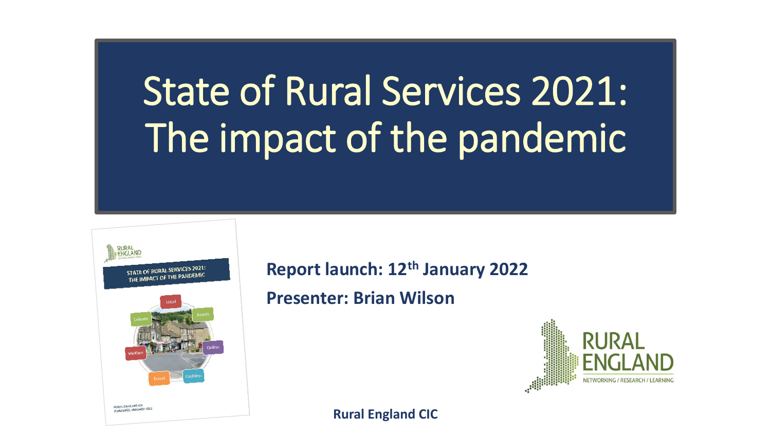# State of Rural Services 2021: The impact of the pandemic

**Report launch: 12th January 2022**

**Presenter: Brian Wilson**

**Rural England CIC**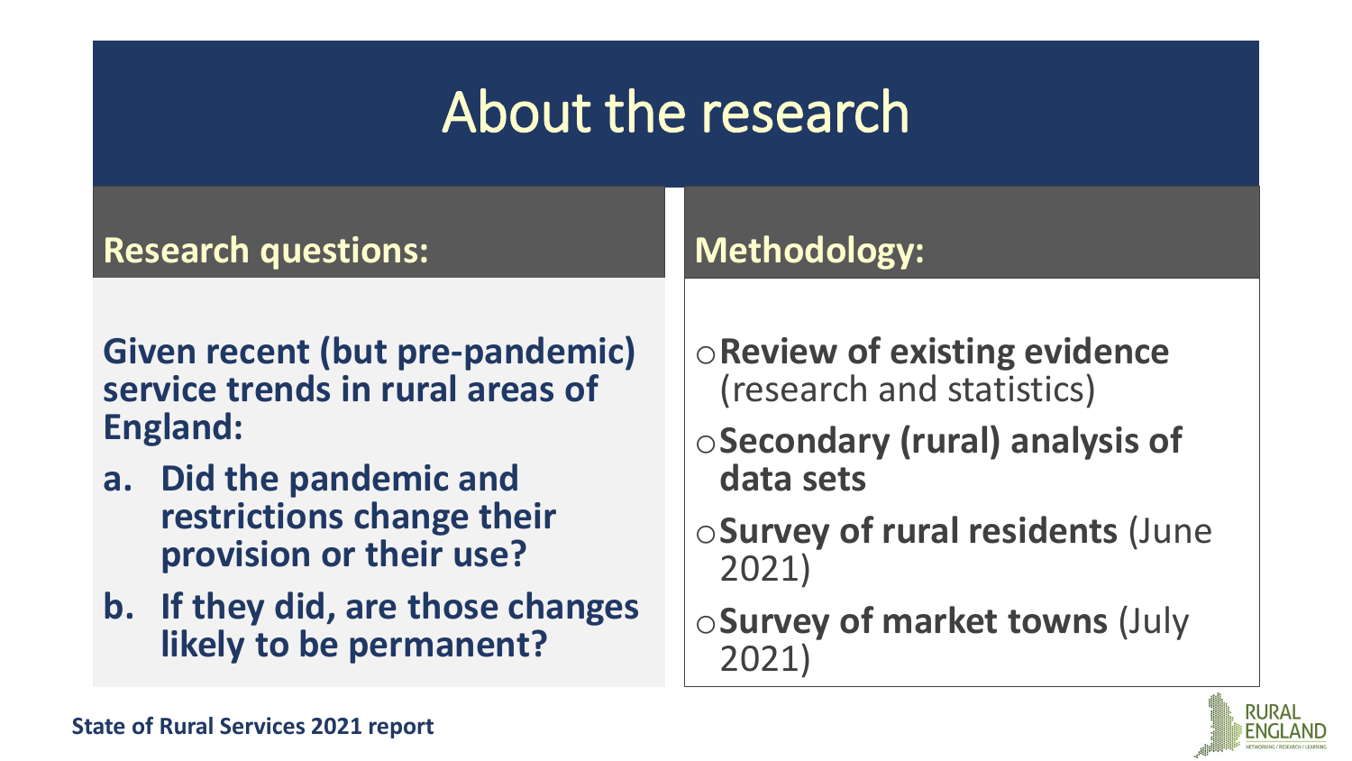# About the research

## Research questions:

**Given recent (but pre-pandemic) service trends in rural areas of England:**

a. **Did the pandemic and restrictions change their provision or their use?**
b. **If they did, are those changes likely to be permanent?**

## Methodology:

- **Review of existing evidence** (research and statistics)
- **Secondary (rural) analysis of data sets**
- **Survey of rural residents** (June 2021)
- **Survey of market towns** (July 2021)

**State of Rural Services 2021 report**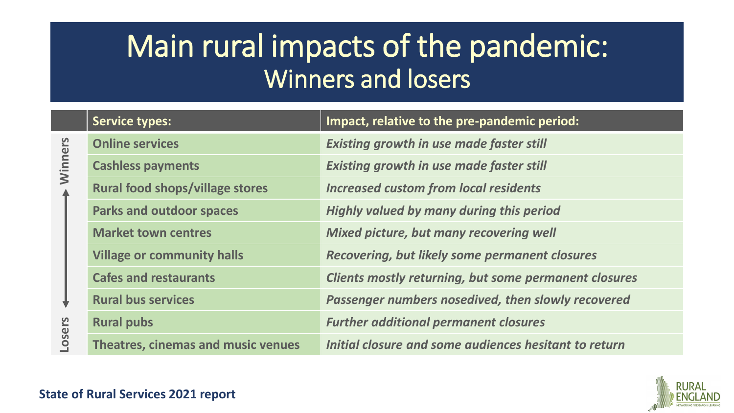# Main rural impacts of the pandemic:
## Winners and losers

| | Service types: | Impact, relative to the pre-pandemic period: |
|---|---|---|
| Winners | **Online services** | ***Existing growth in use made faster still*** |
| | **Cashless payments** | ***Existing growth in use made faster still*** |
| | **Rural food shops/village stores** | ***Increased custom from local residents*** |
| | **Parks and outdoor spaces** | ***Highly valued by many during this period*** |
| | **Market town centres** | ***Mixed picture, but many recovering well*** |
| | **Village or community halls** | ***Recovering, but likely some permanent closures*** |
| | **Cafes and restaurants** | ***Clients mostly returning, but some permanent closures*** |
| | **Rural bus services** | ***Passenger numbers nosedived, then slowly recovered*** |
| | **Rural pubs** | ***Further additional permanent closures*** |
| Losers | **Theatres, cinemas and music venues** | ***Initial closure and some audiences hesitant to return*** |

**State of Rural Services 2021 report**

RURAL ENGLAND
NETWORKING / RESEARCH / LEARNING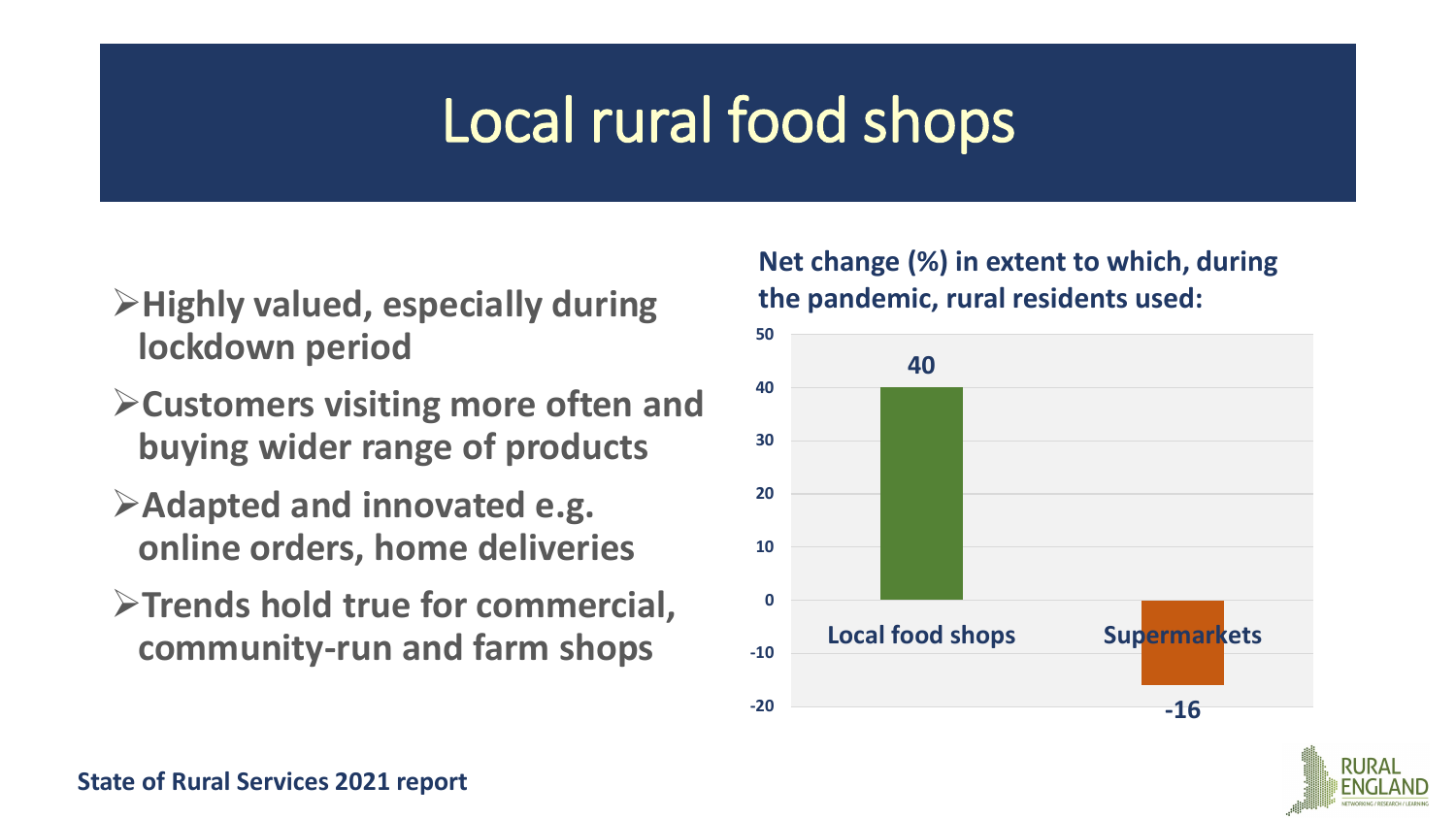# Local rural food shops

- **Highly valued, especially during lockdown period**
- **Customers visiting more often and buying wider range of products**
- **Adapted and innovated e.g. online orders, home deliveries**
- **Trends hold true for commercial, community-run and farm shops**

**Net change (%) in extent to which, during the pandemic, rural residents used:**

| | Net change (%) |
|---|---|
| Local food shops | 40 |
| Supermarkets | -16 |

**State of Rural Services 2021 report**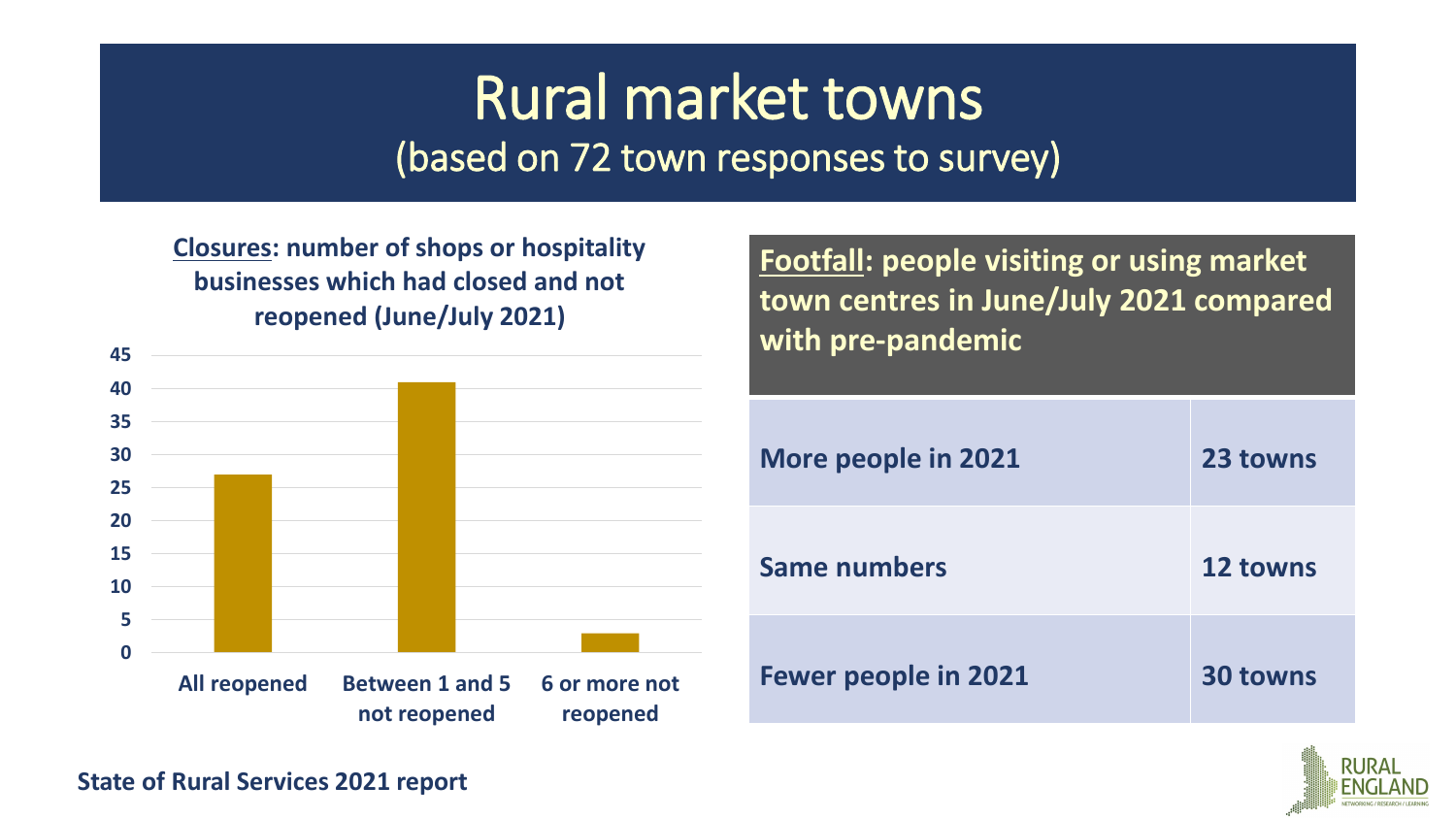# Rural market towns

(based on 72 town responses to survey)

**Closures: number of shops or hospitality businesses which had closed and not reopened (June/July 2021)**

| Category | Number of towns |
|---|---|
| All reopened | 27 |
| Between 1 and 5 not reopened | 41 |
| 6 or more not reopened | 3 |

**Footfall: people visiting or using market town centres in June/July 2021 compared with pre-pandemic**

| | |
|---|---|
| More people in 2021 | 23 towns |
| Same numbers | 12 towns |
| Fewer people in 2021 | 30 towns |

**State of Rural Services 2021 report**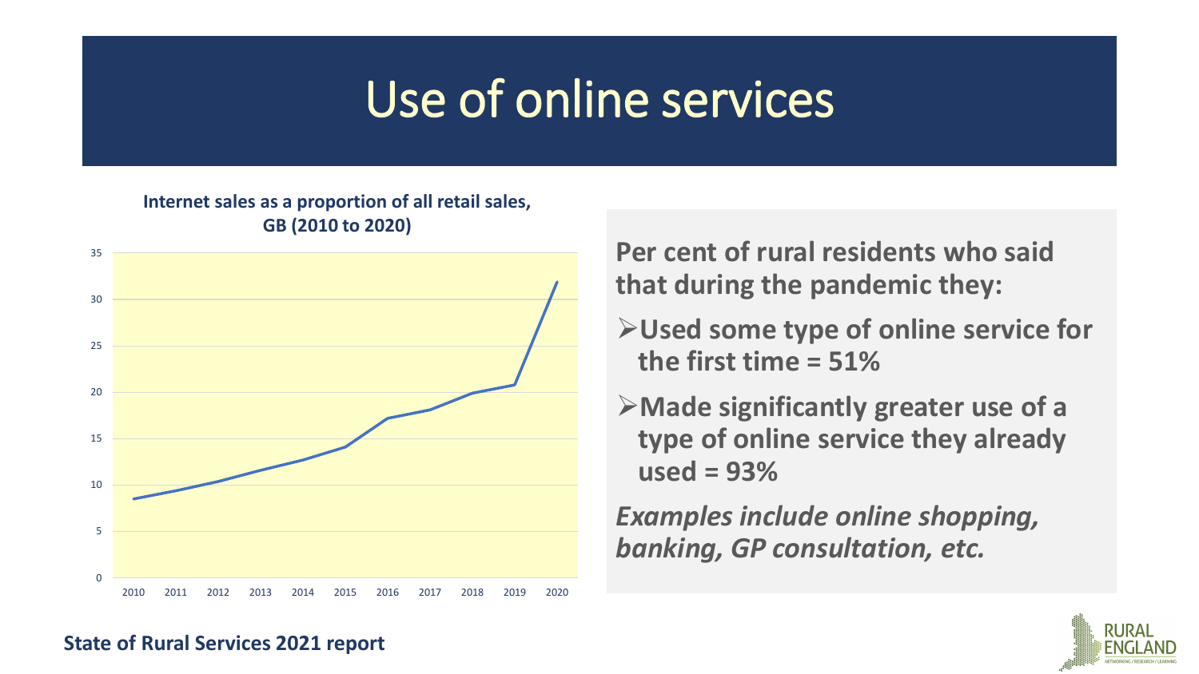# Use of online services

**Internet sales as a proportion of all retail sales, GB (2010 to 2020)**

**Per cent of rural residents who said that during the pandemic they:**

- **Used some type of online service for the first time = 51%**
- **Made significantly greater use of a type of online service they already used = 93%**

***Examples include online shopping, banking, GP consultation, etc.***

**State of Rural Services 2021 report**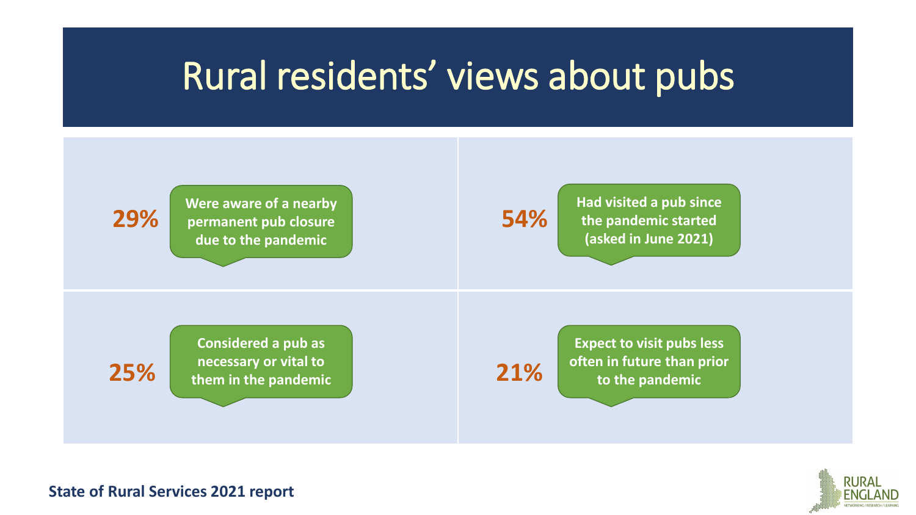# Rural residents' views about pubs

**29%** **Were aware of a nearby permanent pub closure due to the pandemic**

**54%** **Had visited a pub since the pandemic started (asked in June 2021)**

**25%** **Considered a pub as necessary or vital to them in the pandemic**

**21%** **Expect to visit pubs less often in future than prior to the pandemic**

**State of Rural Services 2021 report**

RURAL ENGLAND
NETWORKING / RESEARCH / LEARNING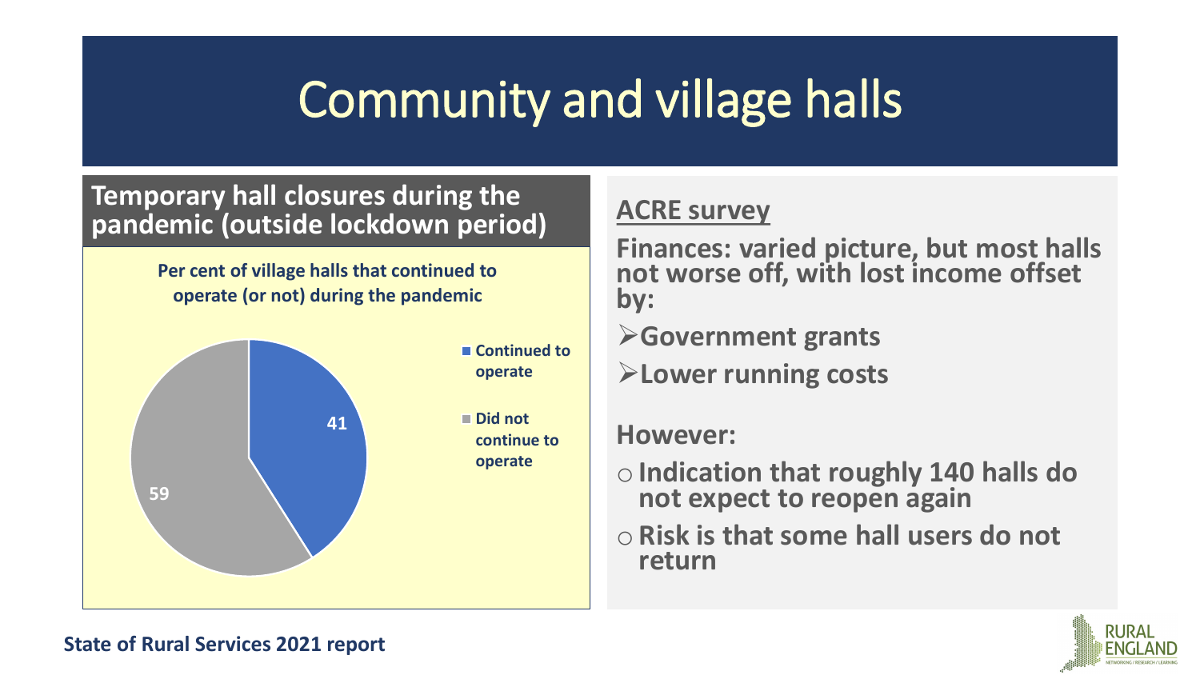# Community and village halls

## Temporary hall closures during the pandemic (outside lockdown period)

**Per cent of village halls that continued to operate (or not) during the pandemic**

| Status | Per cent |
| --- | --- |
| Continued to operate | 41 |
| Did not continue to operate | 59 |

## ACRE survey

**Finances: varied picture, but most halls not worse off, with lost income offset by:**

- **Government grants**
- **Lower running costs**

**However:**

- **Indication that roughly 140 halls do not expect to reopen again**
- **Risk is that some hall users do not return**

**State of Rural Services 2021 report**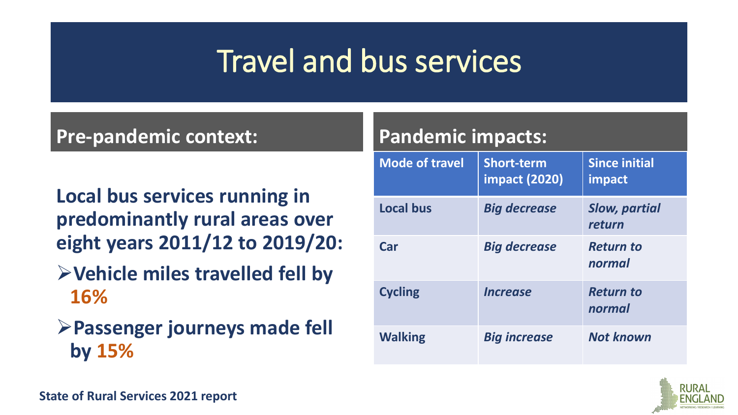# Travel and bus services

## Pre-pandemic context:

**Local bus services running in predominantly rural areas over eight years 2011/12 to 2019/20:**

- **Vehicle miles travelled fell by 16%**
- **Passenger journeys made fell by 15%**

## Pandemic impacts:

| Mode of travel | Short-term impact (2020) | Since initial impact |
| --- | --- | --- |
| **Local bus** | ***Big decrease*** | ***Slow, partial return*** |
| **Car** | ***Big decrease*** | ***Return to normal*** |
| **Cycling** | ***Increase*** | ***Return to normal*** |
| **Walking** | ***Big increase*** | ***Not known*** |

**State of Rural Services 2021 report**

RURAL ENGLAND
NETWORKING / RESEARCH / LEARNING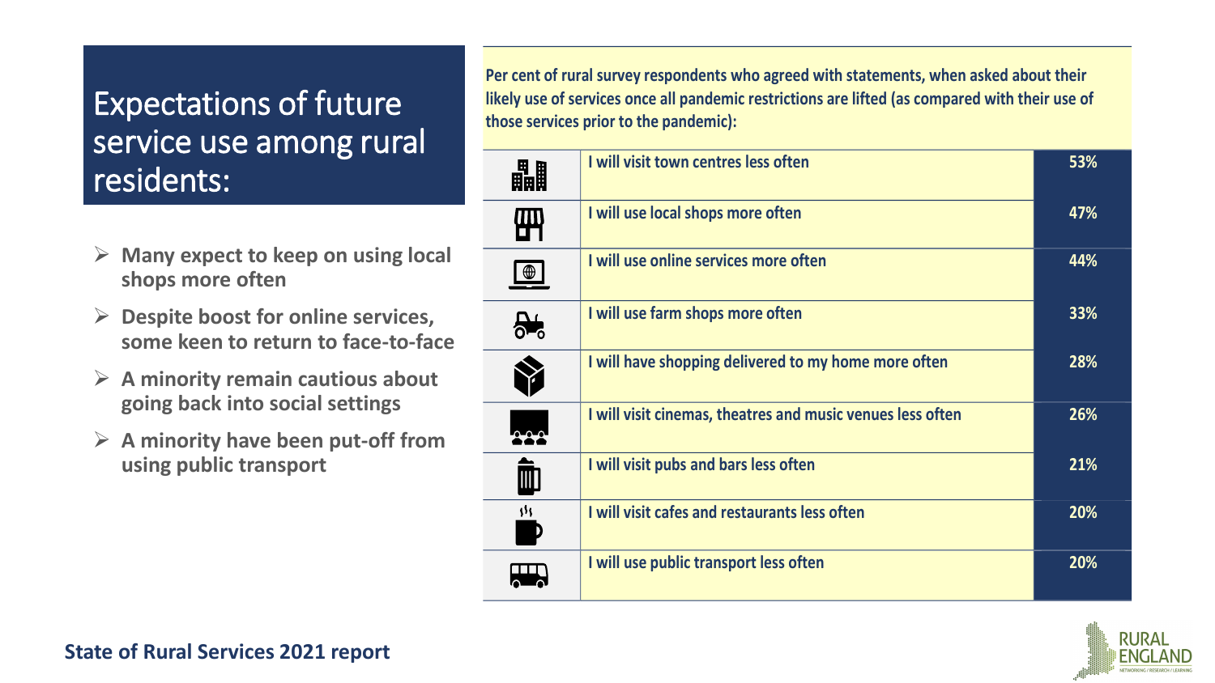# Expectations of future service use among rural residents:

- Many expect to keep on using local shops more often
- Despite boost for online services, some keen to return to face-to-face
- A minority remain cautious about going back into social settings
- A minority have been put-off from using public transport

**Per cent of rural survey respondents who agreed with statements, when asked about their likely use of services once all pandemic restrictions are lifted (as compared with their use of those services prior to the pandemic):**

| Statement | Per cent |
|---|---|
| I will visit town centres less often | 53% |
| I will use local shops more often | 47% |
| I will use online services more often | 44% |
| I will use farm shops more often | 33% |
| I will have shopping delivered to my home more often | 28% |
| I will visit cinemas, theatres and music venues less often | 26% |
| I will visit pubs and bars less often | 21% |
| I will visit cafes and restaurants less often | 20% |
| I will use public transport less often | 20% |

**State of Rural Services 2021 report**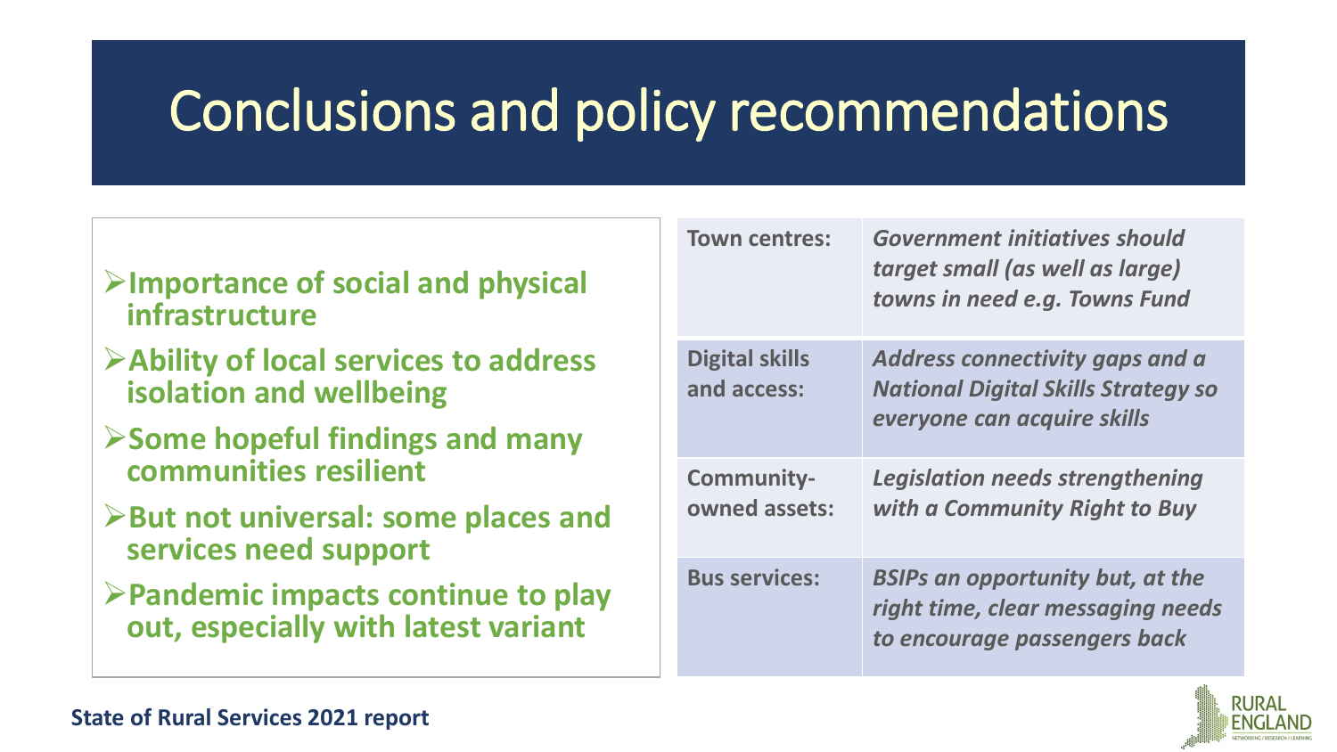# Conclusions and policy recommendations

- **Importance of social and physical infrastructure**
- **Ability of local services to address isolation and wellbeing**
- **Some hopeful findings and many communities resilient**
- **But not universal: some places and services need support**
- **Pandemic impacts continue to play out, especially with latest variant**

| | |
|---|---|
| **Town centres:** | ***Government initiatives should target small (as well as large) towns in need e.g. Towns Fund*** |
| **Digital skills and access:** | ***Address connectivity gaps and a National Digital Skills Strategy so everyone can acquire skills*** |
| **Community-owned assets:** | ***Legislation needs strengthening with a Community Right to Buy*** |
| **Bus services:** | ***BSIPs an opportunity but, at the right time, clear messaging needs to encourage passengers back*** |

**State of Rural Services 2021 report**

RURAL ENGLAND
NETWORKING / RESEARCH / LEARNING